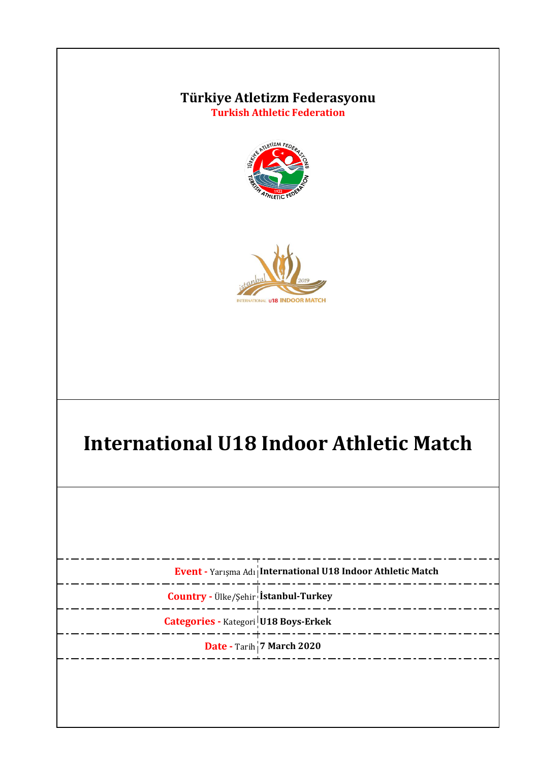# Türkiye Atletizm Federasyonu

**Turkish Athletic Federation**

# International U18 Indoor Athletic Match

| | |
|---|---|
| **Event -** Yarışma Adı | **International U18 Indoor Athletic Match** |
| **Country -** Ülke/Şehir | **İstanbul-Turkey** |
| **Categories -** Kategori | **U18 Boys-Erkek** |
| **Date -** Tarih | **7 March 2020** |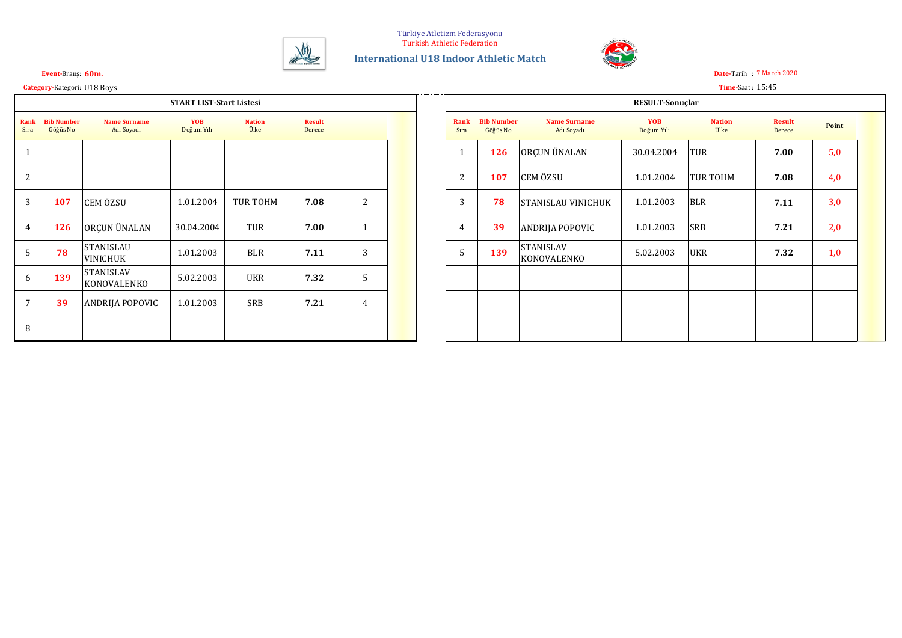Türkiye Atletizm Federasyonu
Turkish Athletic Federation

## International U18 Indoor Athletic Match

**Event**-Branş: **60m.**

**Date**-Tarih : 7 March 2020

**Category**-Kategori: U18 Boys

**Time**-Saat : 15:45

### START LIST-Start Listesi

| Rank Sıra | Bib Number Göğüs No | Name Surname Adı Soyadı | YOB Doğum Yılı | Nation Ülke | Result Derece | |
|---|---|---|---|---|---|---|
| 1 | | | | | | |
| 2 | | | | | | |
| 3 | **107** | CEM ÖZSU | 1.01.2004 | TUR TOHM | **7.08** | 2 |
| 4 | **126** | ORÇUN ÜNALAN | 30.04.2004 | TUR | **7.00** | 1 |
| 5 | **78** | STANISLAU VINICHUK | 1.01.2003 | BLR | **7.11** | 3 |
| 6 | **139** | STANISLAV KONOVALENKO | 5.02.2003 | UKR | **7.32** | 5 |
| 7 | **39** | ANDRIJA POPOVIC | 1.01.2003 | SRB | **7.21** | 4 |
| 8 | | | | | | |

### RESULT-Sonuçlar

| Rank Sıra | Bib Number Göğüs No | Name Surname Adı Soyadı | YOB Doğum Yılı | Nation Ülke | Result Derece | Point |
|---|---|---|---|---|---|---|
| 1 | **126** | ORÇUN ÜNALAN | 30.04.2004 | TUR | **7.00** | 5,0 |
| 2 | **107** | CEM ÖZSU | 1.01.2004 | TUR TOHM | **7.08** | 4,0 |
| 3 | **78** | STANISLAU VINICHUK | 1.01.2003 | BLR | **7.11** | 3,0 |
| 4 | **39** | ANDRIJA POPOVIC | 1.01.2003 | SRB | **7.21** | 2,0 |
| 5 | **139** | STANISLAV KONOVALENKO | 5.02.2003 | UKR | **7.32** | 1,0 |
| | | | | | | |
| | | | | | | |
| | | | | | | |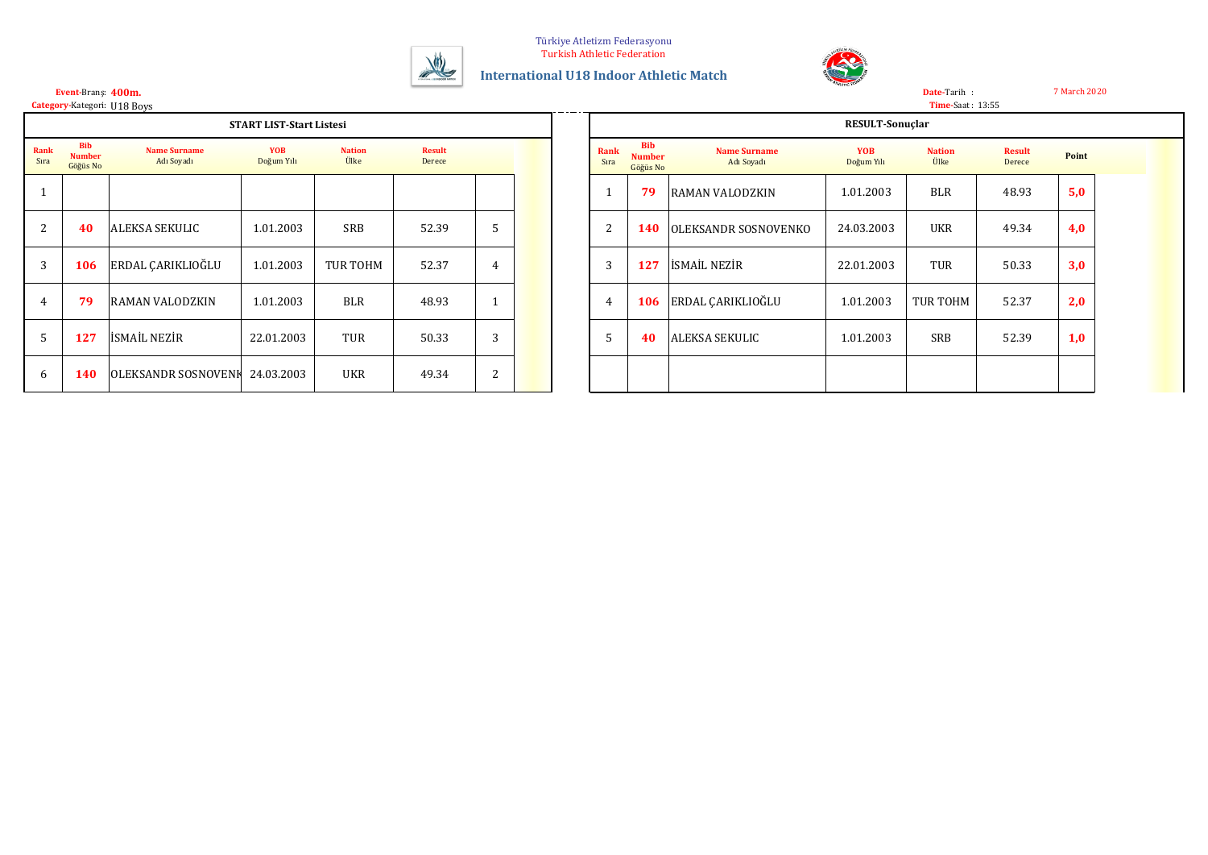Türkiye Atletizm Federasyonu
Turkish Athletic Federation

## International U18 Indoor Athletic Match

**Event**-Branş: **400m.**
**Category**-Kategori: U18 Boys

**Date**-Tarih : 7 March 2020
**Time**-Saat : 13:55

### START LIST-Start Listesi

| Rank Sıra | Bib Number Göğüs No | Name Surname Adı Soyadı | YOB Doğum Yılı | Nation Ülke | Result Derece | |
|---|---|---|---|---|---|---|
| 1 | | | | | | |
| 2 | 40 | ALEKSA SEKULIC | 1.01.2003 | SRB | 52.39 | 5 |
| 3 | 106 | ERDAL ÇARIKLIOĞLU | 1.01.2003 | TUR TOHM | 52.37 | 4 |
| 4 | 79 | RAMAN VALODZKIN | 1.01.2003 | BLR | 48.93 | 1 |
| 5 | 127 | İSMAİL NEZİR | 22.01.2003 | TUR | 50.33 | 3 |
| 6 | 140 | OLEKSANDR SOSNOVENK | 24.03.2003 | UKR | 49.34 | 2 |

### RESULT-Sonuçlar

| Rank Sıra | Bib Number Göğüs No | Name Surname Adı Soyadı | YOB Doğum Yılı | Nation Ülke | Result Derece | Point |
|---|---|---|---|---|---|---|
| 1 | 79 | RAMAN VALODZKIN | 1.01.2003 | BLR | 48.93 | 5,0 |
| 2 | 140 | OLEKSANDR SOSNOVENKO | 24.03.2003 | UKR | 49.34 | 4,0 |
| 3 | 127 | İSMAİL NEZİR | 22.01.2003 | TUR | 50.33 | 3,0 |
| 4 | 106 | ERDAL ÇARIKLIOĞLU | 1.01.2003 | TUR TOHM | 52.37 | 2,0 |
| 5 | 40 | ALEKSA SEKULIC | 1.01.2003 | SRB | 52.39 | 1,0 |
| | | | | | | |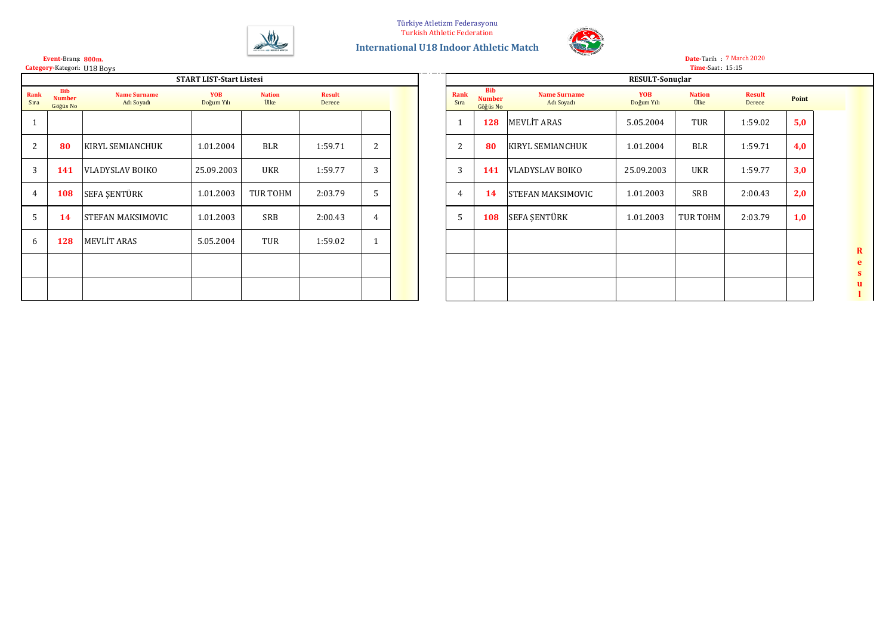Türkiye Atletizm Federasyonu
Turkish Athletic Federation

## International U18 Indoor Athletic Match

**Event**-Branş: **800m.**
**Category**-Kategori: U18 Boys

**Date**-Tarih : 7 March 2020
**Time**-Saat : 15:15

### START LIST-Start Listesi

| Rank Sıra | Bib Number Göğüs No | Name Surname Adı Soyadı | YOB Doğum Yılı | Nation Ülke | Result Derece | |
|---|---|---|---|---|---|---|
| 1 | | | | | | |
| 2 | 80 | KIRYL SEMIANCHUK | 1.01.2004 | BLR | 1:59.71 | 2 |
| 3 | 141 | VLADYSLAV BOIKO | 25.09.2003 | UKR | 1:59.77 | 3 |
| 4 | 108 | SEFA ŞENTÜRK | 1.01.2003 | TUR TOHM | 2:03.79 | 5 |
| 5 | 14 | STEFAN MAKSIMOVIC | 1.01.2003 | SRB | 2:00.43 | 4 |
| 6 | 128 | MEVLİT ARAS | 5.05.2004 | TUR | 1:59.02 | 1 |
| | | | | | | |
| | | | | | | |

### RESULT-Sonuçlar

| Rank Sıra | Bib Number Göğüs No | Name Surname Adı Soyadı | YOB Doğum Yılı | Nation Ülke | Result Derece | Point |
|---|---|---|---|---|---|---|
| 1 | 128 | MEVLİT ARAS | 5.05.2004 | TUR | 1:59.02 | 5,0 |
| 2 | 80 | KIRYL SEMIANCHUK | 1.01.2004 | BLR | 1:59.71 | 4,0 |
| 3 | 141 | VLADYSLAV BOIKO | 25.09.2003 | UKR | 1:59.77 | 3,0 |
| 4 | 14 | STEFAN MAKSIMOVIC | 1.01.2003 | SRB | 2:00.43 | 2,0 |
| 5 | 108 | SEFA ŞENTÜRK | 1.01.2003 | TUR TOHM | 2:03.79 | 1,0 |
| | | | | | | |
| | | | | | | |
| | | | | | | |

Resul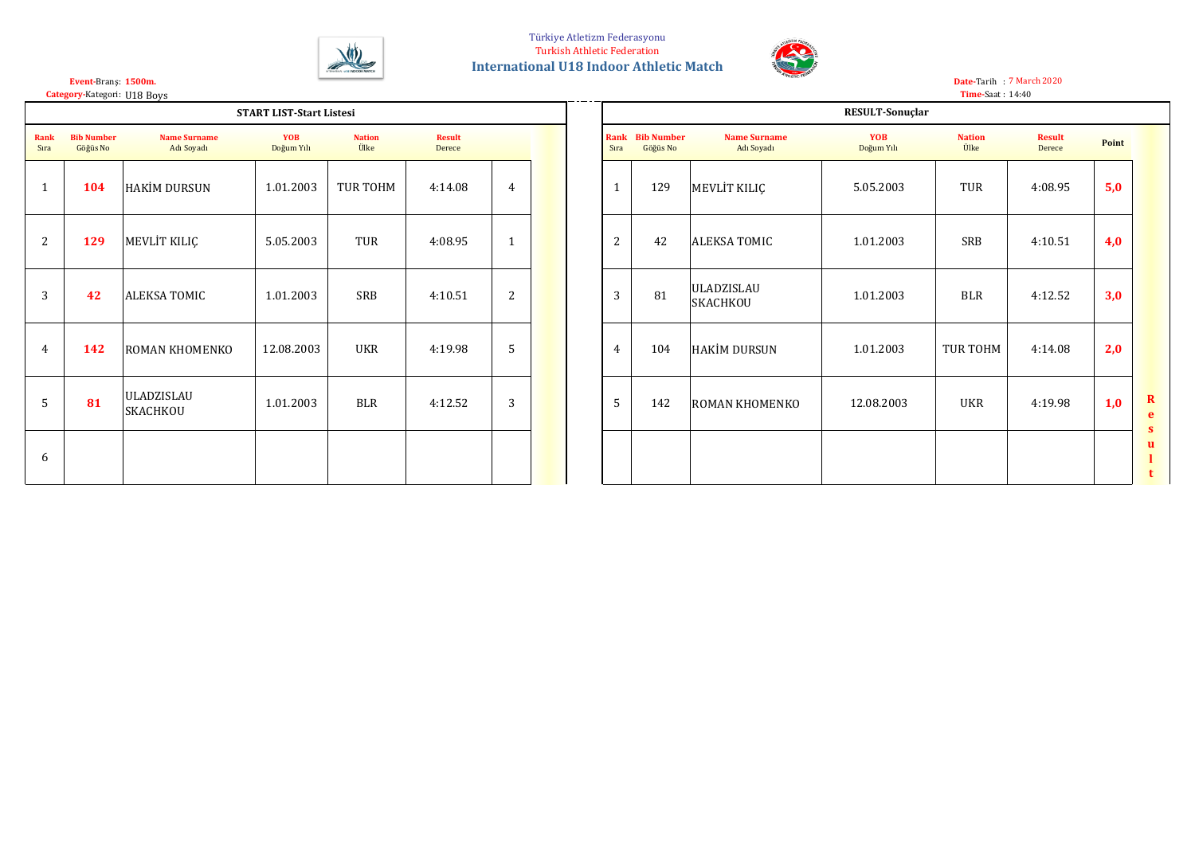Türkiye Atletizm Federasyonu
Turkish Athletic Federation
**International U18 Indoor Athletic Match**

**Event**-Branş: **1500m.**
**Category**-Kategori: U18 Boys

**Date**-Tarih : 7 March 2020
**Time**-Saat : 14:40

**START LIST-Start Listesi**

| Rank Sıra | Bib Number Göğüs No | Name Surname Adı Soyadı | YOB Doğum Yılı | Nation Ülke | Result Derece | |
|---|---|---|---|---|---|---|
| 1 | **104** | HAKİM DURSUN | 1.01.2003 | TUR TOHM | 4:14.08 | 4 |
| 2 | **129** | MEVLİT KILIÇ | 5.05.2003 | TUR | 4:08.95 | 1 |
| 3 | **42** | ALEKSA TOMIC | 1.01.2003 | SRB | 4:10.51 | 2 |
| 4 | **142** | ROMAN KHOMENKO | 12.08.2003 | UKR | 4:19.98 | 5 |
| 5 | **81** | ULADZISLAU SKACHKOU | 1.01.2003 | BLR | 4:12.52 | 3 |
| 6 | | | | | | |

**RESULT-Sonuçlar**

| Rank Sıra | Bib Number Göğüs No | Name Surname Adı Soyadı | YOB Doğum Yılı | Nation Ülke | Result Derece | Point |
|---|---|---|---|---|---|---|
| 1 | 129 | MEVLİT KILIÇ | 5.05.2003 | TUR | 4:08.95 | **5,0** |
| 2 | 42 | ALEKSA TOMIC | 1.01.2003 | SRB | 4:10.51 | **4,0** |
| 3 | 81 | ULADZISLAU SKACHKOU | 1.01.2003 | BLR | 4:12.52 | **3,0** |
| 4 | 104 | HAKİM DURSUN | 1.01.2003 | TUR TOHM | 4:14.08 | **2,0** |
| 5 | 142 | ROMAN KHOMENKO | 12.08.2003 | UKR | 4:19.98 | **1,0** |
| | | | | | | |

**Result**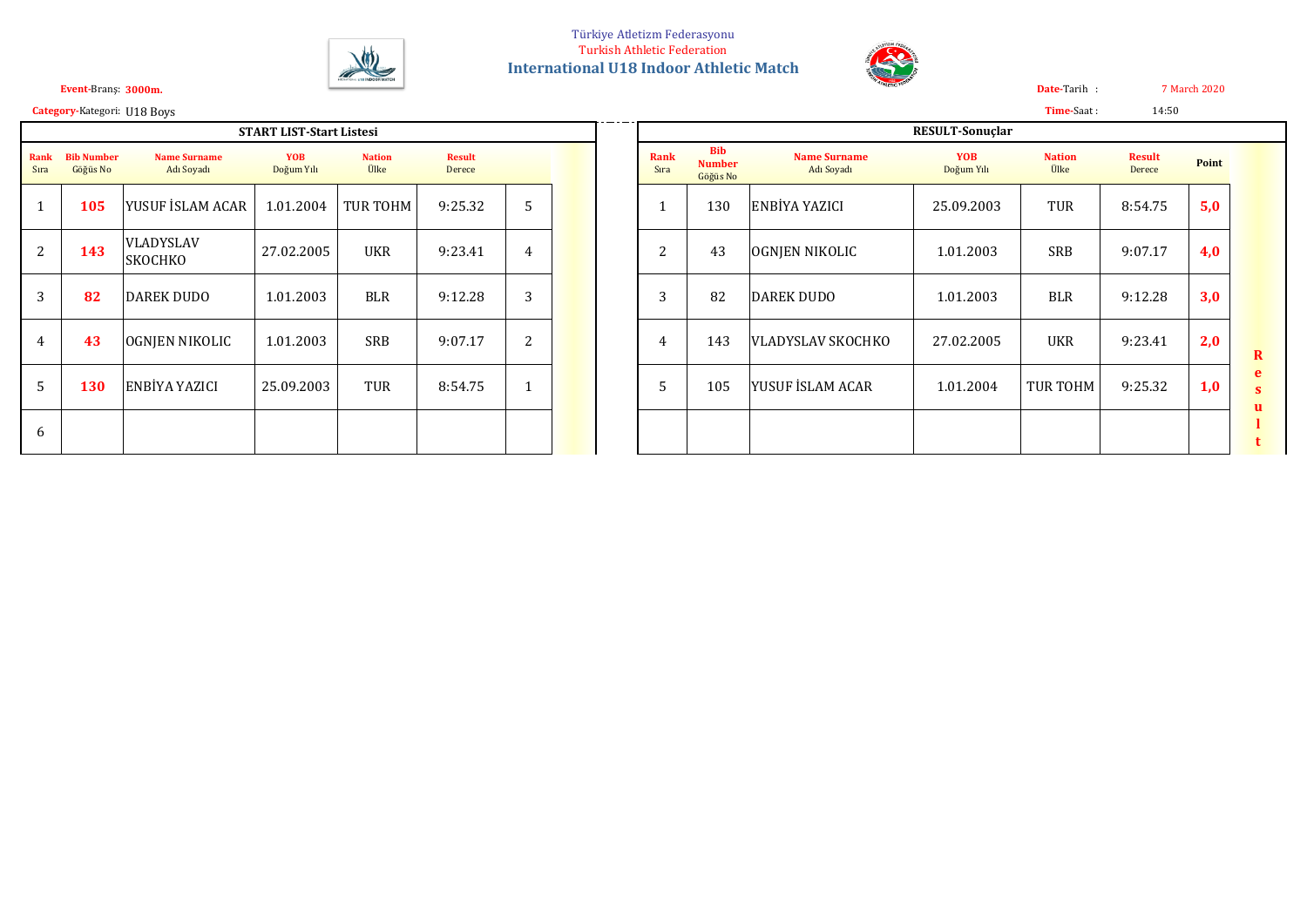Türkiye Atletizm Federasyonu

Turkish Athletic Federation

## International U18 Indoor Athletic Match

**Event**-Branş: **3000m.**

**Date**-Tarih : 7 March 2020

**Category**-Kategori: U18 Boys

**Time**-Saat : 14:50

### START LIST-Start Listesi

| Rank Sıra | Bib Number Göğüs No | Name Surname Adı Soyadı | YOB Doğum Yılı | Nation Ülke | Result Derece | |
|---|---|---|---|---|---|---|
| 1 | **105** | YUSUF İSLAM ACAR | 1.01.2004 | TUR TOHM | 9:25.32 | 5 |
| 2 | **143** | VLADYSLAV SKOCHKO | 27.02.2005 | UKR | 9:23.41 | 4 |
| 3 | **82** | DAREK DUDO | 1.01.2003 | BLR | 9:12.28 | 3 |
| 4 | **43** | OGNJEN NIKOLIC | 1.01.2003 | SRB | 9:07.17 | 2 |
| 5 | **130** | ENBİYA YAZICI | 25.09.2003 | TUR | 8:54.75 | 1 |
| 6 | | | | | | |

### RESULT-Sonuçlar

| Rank Sıra | Bib Number Göğüs No | Name Surname Adı Soyadı | YOB Doğum Yılı | Nation Ülke | Result Derece | Point |
|---|---|---|---|---|---|---|
| 1 | 130 | ENBİYA YAZICI | 25.09.2003 | TUR | 8:54.75 | **5,0** |
| 2 | 43 | OGNJEN NIKOLIC | 1.01.2003 | SRB | 9:07.17 | **4,0** |
| 3 | 82 | DAREK DUDO | 1.01.2003 | BLR | 9:12.28 | **3,0** |
| 4 | 143 | VLADYSLAV SKOCHKO | 27.02.2005 | UKR | 9:23.41 | **2,0** |
| 5 | 105 | YUSUF İSLAM ACAR | 1.01.2004 | TUR TOHM | 9:25.32 | **1,0** |
| | | | | | | |

**Result**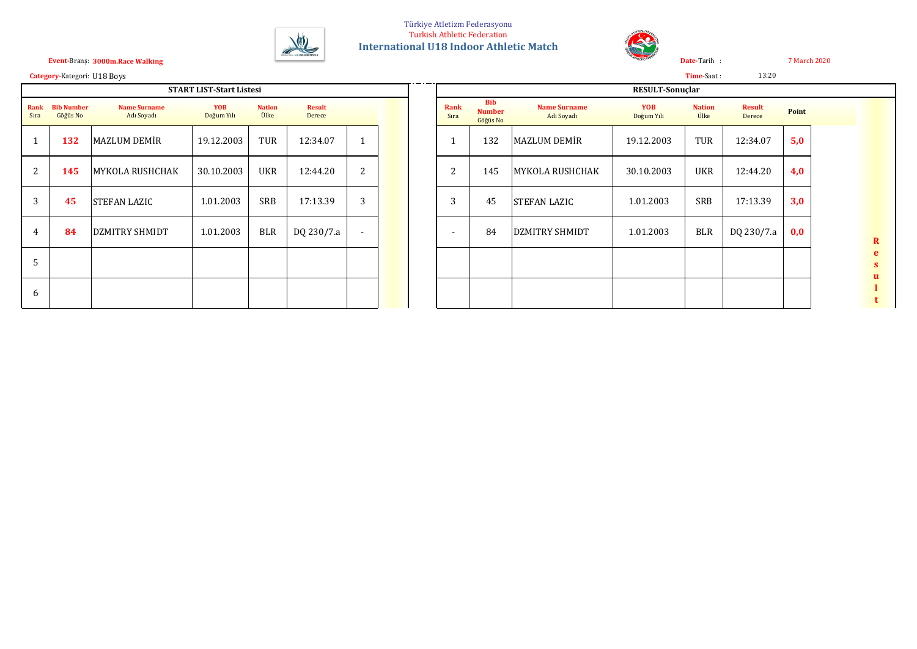Türkiye Atletizm Federasyonu

Turkish Athletic Federation

# International U18 Indoor Athletic Match

**Event**-Branş: **3000m.Race Walking**

**Date**-Tarih : 7 March 2020

**Category**-Kategori: U18 Boys

**Time**-Saat : 13:20

## START LIST-Start Listesi

| Rank Sıra | Bib Number Göğüs No | Name Surname Adı Soyadı | YOB Doğum Yılı | Nation Ülke | Result Derece | |
|---|---|---|---|---|---|---|
| 1 | **132** | MAZLUM DEMİR | 19.12.2003 | TUR | 12:34.07 | 1 |
| 2 | **145** | MYKOLA RUSHCHAK | 30.10.2003 | UKR | 12:44.20 | 2 |
| 3 | **45** | STEFAN LAZIC | 1.01.2003 | SRB | 17:13.39 | 3 |
| 4 | **84** | DZMITRY SHMIDT | 1.01.2003 | BLR | DQ 230/7.a | - |
| 5 | | | | | | |
| 6 | | | | | | |

## RESULT-Sonuçlar

| Rank Sıra | Bib Number Göğüs No | Name Surname Adı Soyadı | YOB Doğum Yılı | Nation Ülke | Result Derece | Point |
|---|---|---|---|---|---|---|
| 1 | 132 | MAZLUM DEMİR | 19.12.2003 | TUR | 12:34.07 | **5,0** |
| 2 | 145 | MYKOLA RUSHCHAK | 30.10.2003 | UKR | 12:44.20 | **4,0** |
| 3 | 45 | STEFAN LAZIC | 1.01.2003 | SRB | 17:13.39 | **3,0** |
| - | 84 | DZMITRY SHMIDT | 1.01.2003 | BLR | DQ 230/7.a | **0,0** |
| | | | | | | |
| | | | | | | |

**Result**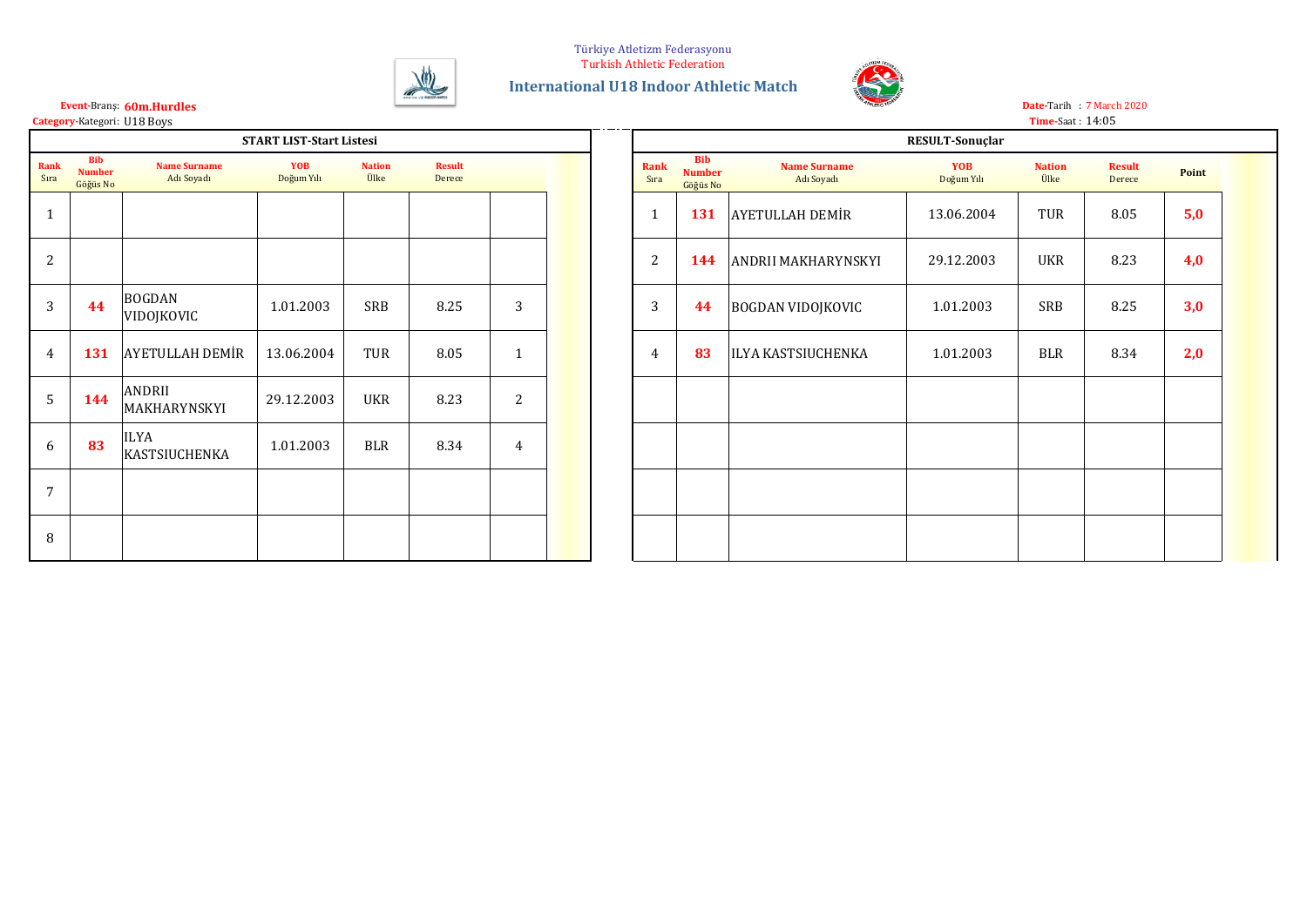Türkiye Atletizm Federasyonu
Turkish Athletic Federation

## International U18 Indoor Athletic Match

**Event**-Branş: **60m.Hurdles**
**Category**-Kategori: U18 Boys

**Date**-Tarih : 7 March 2020
**Time**-Saat : 14:05

### START LIST-Start Listesi

| Rank Sıra | Bib Number Göğüs No | Name Surname Adı Soyadı | YOB Doğum Yılı | Nation Ülke | Result Derece | |
|---|---|---|---|---|---|---|
| 1 | | | | | | |
| 2 | | | | | | |
| 3 | 44 | BOGDAN VIDOJKOVIC | 1.01.2003 | SRB | 8.25 | 3 |
| 4 | 131 | AYETULLAH DEMİR | 13.06.2004 | TUR | 8.05 | 1 |
| 5 | 144 | ANDRII MAKHARYNSKYI | 29.12.2003 | UKR | 8.23 | 2 |
| 6 | 83 | ILYA KASTSIUCHENKA | 1.01.2003 | BLR | 8.34 | 4 |
| 7 | | | | | | |
| 8 | | | | | | |

### RESULT-Sonuçlar

| Rank Sıra | Bib Number Göğüs No | Name Surname Adı Soyadı | YOB Doğum Yılı | Nation Ülke | Result Derece | Point |
|---|---|---|---|---|---|---|
| 1 | 131 | AYETULLAH DEMİR | 13.06.2004 | TUR | 8.05 | 5,0 |
| 2 | 144 | ANDRII MAKHARYNSKYI | 29.12.2003 | UKR | 8.23 | 4,0 |
| 3 | 44 | BOGDAN VIDOJKOVIC | 1.01.2003 | SRB | 8.25 | 3,0 |
| 4 | 83 | ILYA KASTSIUCHENKA | 1.01.2003 | BLR | 8.34 | 2,0 |
| | | | | | | |
| | | | | | | |
| | | | | | | |
| | | | | | | |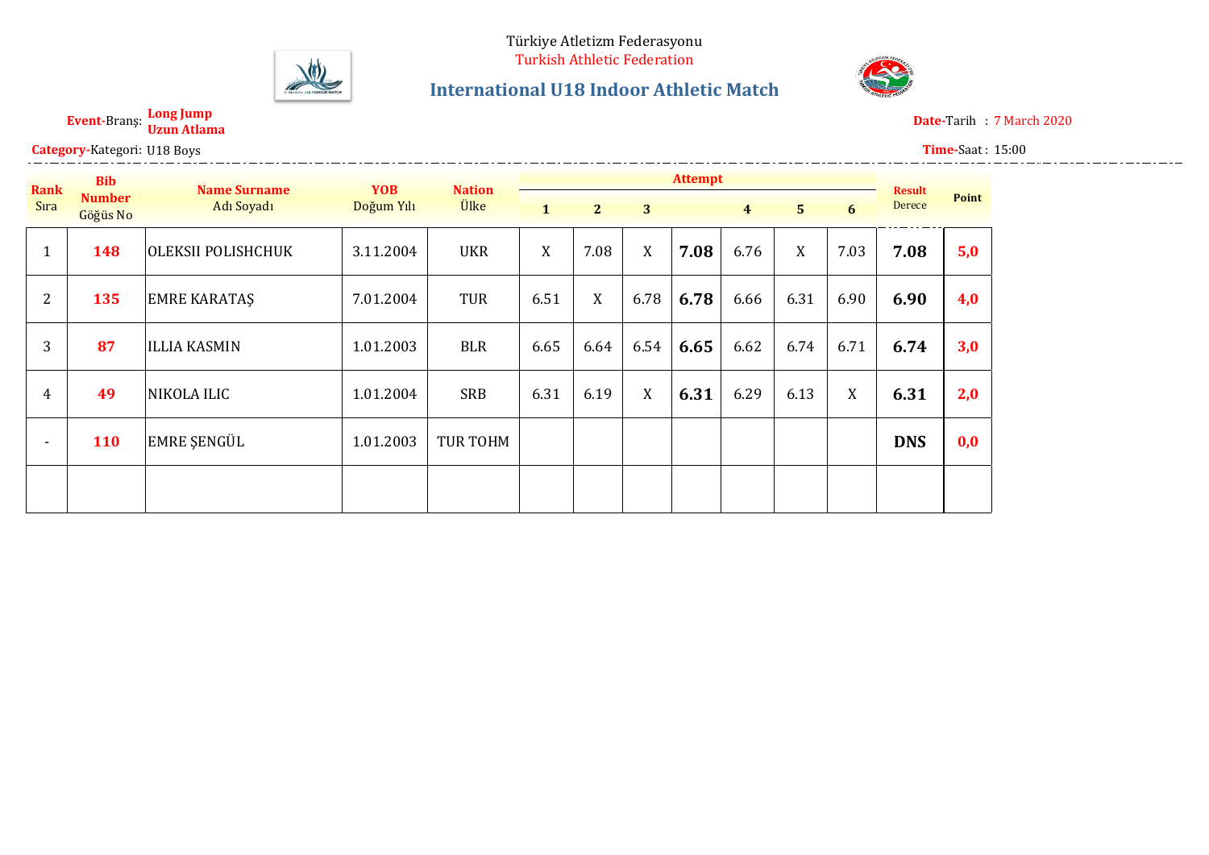Türkiye Atletizm Federasyonu

Turkish Athletic Federation

## International U18 Indoor Athletic Match

**Event**-Branş: **Long Jump** **Uzun Atlama**

**Date**-Tarih : 7 March 2020

**Category**-Kategori: U18 Boys

**Time**-Saat : 15:00

| Rank Sıra | Bib Number Göğüs No | Name Surname Adı Soyadı | YOB Doğum Yılı | Nation Ülke | Attempt 1 | 2 | 3 | | 4 | 5 | 6 | Result Derece | Point |
|---|---|---|---|---|---|---|---|---|---|---|---|---|---|
| 1 | **148** | OLEKSII POLISHCHUK | 3.11.2004 | UKR | X | 7.08 | X | **7.08** | 6.76 | X | 7.03 | **7.08** | **5,0** |
| 2 | **135** | EMRE KARATAŞ | 7.01.2004 | TUR | 6.51 | X | 6.78 | **6.78** | 6.66 | 6.31 | 6.90 | **6.90** | **4,0** |
| 3 | **87** | ILLIA KASMIN | 1.01.2003 | BLR | 6.65 | 6.64 | 6.54 | **6.65** | 6.62 | 6.74 | 6.71 | **6.74** | **3,0** |
| 4 | **49** | NIKOLA ILIC | 1.01.2004 | SRB | 6.31 | 6.19 | X | **6.31** | 6.29 | 6.13 | X | **6.31** | **2,0** |
| - | **110** | EMRE ŞENGÜL | 1.01.2003 | TUR TOHM | | | | | | | | **DNS** | **0,0** |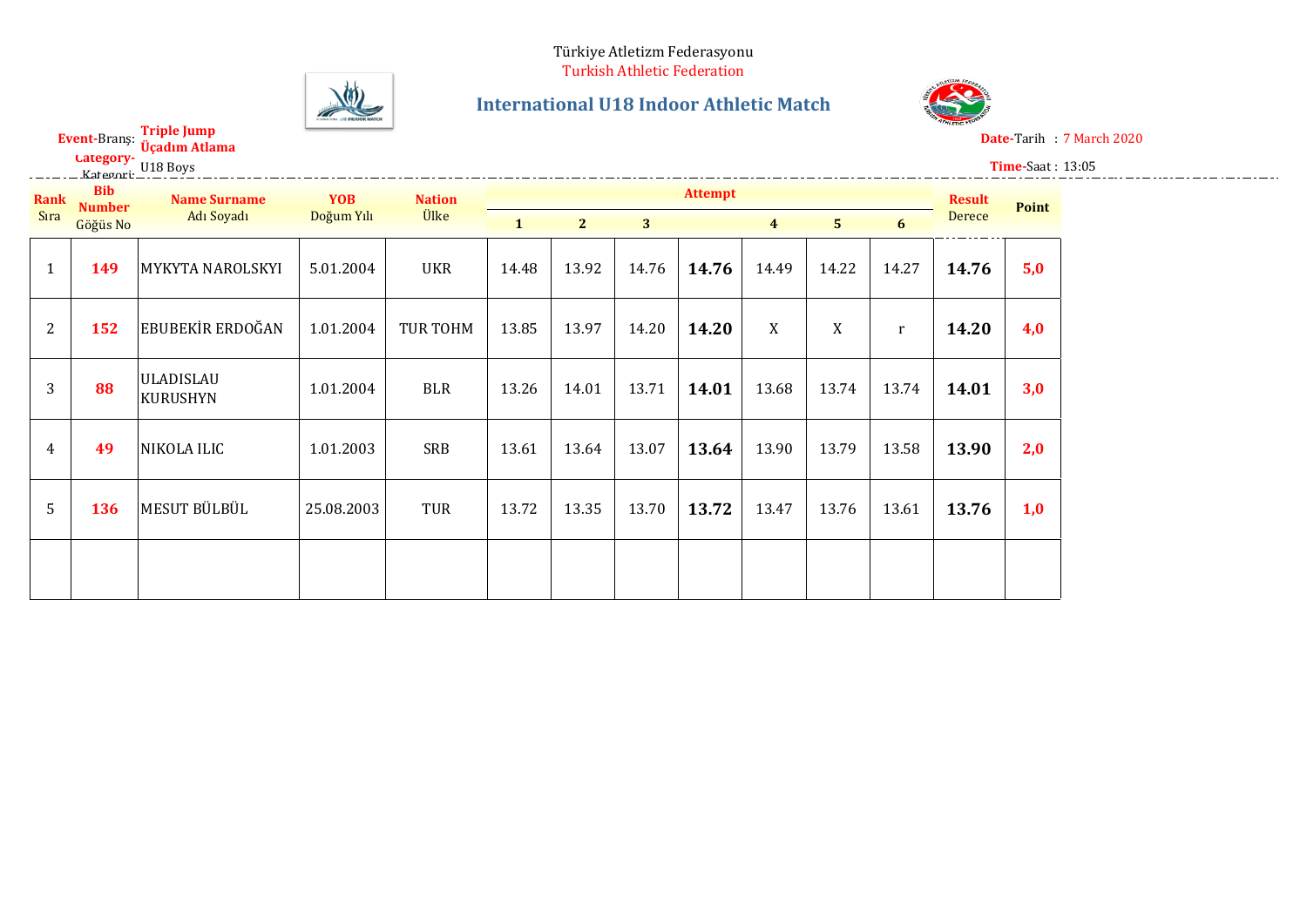Türkiye Atletizm Federasyonu
Turkish Athletic Federation

## International U18 Indoor Athletic Match

**Event**-Branş: **Triple Jump Üçadım Atlama**

**Category**-Kategori: U18 Boys

**Date**-Tarih : 7 March 2020

**Time**-Saat : 13:05

| Rank Sıra | Bib Number Göğüs No | Name Surname Adı Soyadı | YOB Doğum Yılı | Nation Ülke | Attempt 1 | 2 | 3 | | 4 | 5 | 6 | Result Derece | Point |
|---|---|---|---|---|---|---|---|---|---|---|---|---|---|
| 1 | 149 | MYKYTA NAROLSKYI | 5.01.2004 | UKR | 14.48 | 13.92 | 14.76 | 14.76 | 14.49 | 14.22 | 14.27 | 14.76 | 5,0 |
| 2 | 152 | EBUBEKİR ERDOĞAN | 1.01.2004 | TUR TOHM | 13.85 | 13.97 | 14.20 | 14.20 | X | X | r | 14.20 | 4,0 |
| 3 | 88 | ULADISLAU KURUSHYN | 1.01.2004 | BLR | 13.26 | 14.01 | 13.71 | 14.01 | 13.68 | 13.74 | 13.74 | 14.01 | 3,0 |
| 4 | 49 | NIKOLA ILIC | 1.01.2003 | SRB | 13.61 | 13.64 | 13.07 | 13.64 | 13.90 | 13.79 | 13.58 | 13.90 | 2,0 |
| 5 | 136 | MESUT BÜLBÜL | 25.08.2003 | TUR | 13.72 | 13.35 | 13.70 | 13.72 | 13.47 | 13.76 | 13.61 | 13.76 | 1,0 |
| | | | | | | | | | | | | | |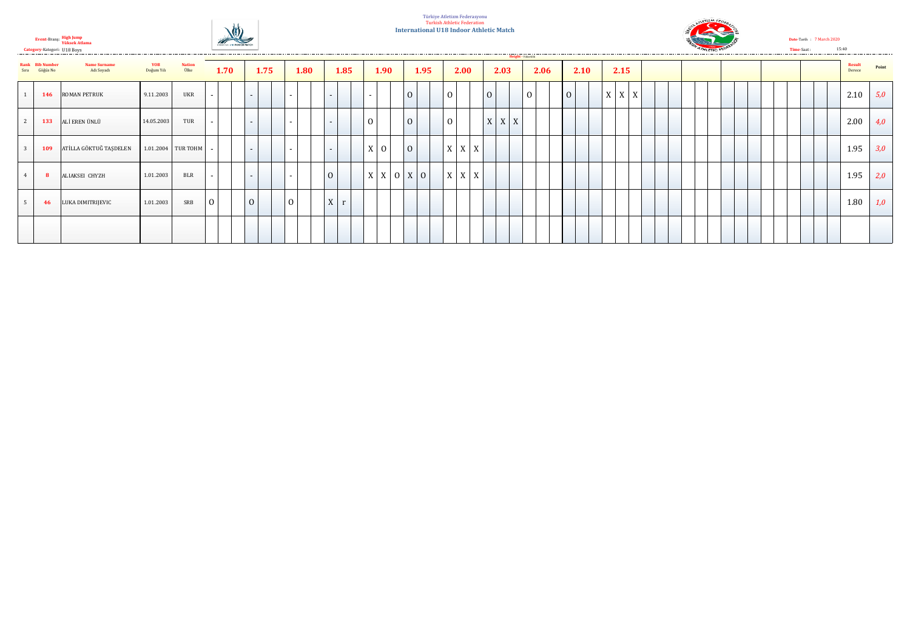Türkiye Atletizm Federasyonu
Turkish Athletic Federation
**International U18 Indoor Athletic Match**

Event-Branş: **High Jump** / **Yüksek Atlama**
Category-Kategori: U18 Boys

Date-Tarih : 7 March 2020
Time-Saat : 15:40

| Rank Sıra | Bib Number Göğüs No | Name Surname Adı Soyadı | YOB Doğum Yılı | Nation Ülke | 1.70 | 1.75 | 1.80 | 1.85 | 1.90 | 1.95 | 2.00 | 2.03 | 2.06 | 2.10 | 2.15 | Result Derece | Point |
|---|---|---|---|---|---|---|---|---|---|---|---|---|---|---|---|---|---|
| 1 | 146 | ROMAN PETRUK | 9.11.2003 | UKR | - | - | - | - | - | O | O | O | O | O | X X X | 2.10 | 5,0 |
| 2 | 133 | ALİ EREN ÜNLÜ | 14.05.2003 | TUR | - | - | - | - | O | O | O | X X X | | | | 2.00 | 4,0 |
| 3 | 109 | ATİLLA GÖKTUĞ TAŞDELEN | 1.01.2004 | TUR TOHM | - | - | - | - | X O | O | X X X | | | | | 1.95 | 3,0 |
| 4 | 8 | ALIAKSEI CHYZH | 1.01.2003 | BLR | - | - | - | O | X X O | X O | X X X | | | | | 1.95 | 2,0 |
| 5 | 46 | LUKA DIMITRIJEVIC | 1.01.2003 | SRB | O | O | O | X r | | | | | | | | 1.80 | 1,0 |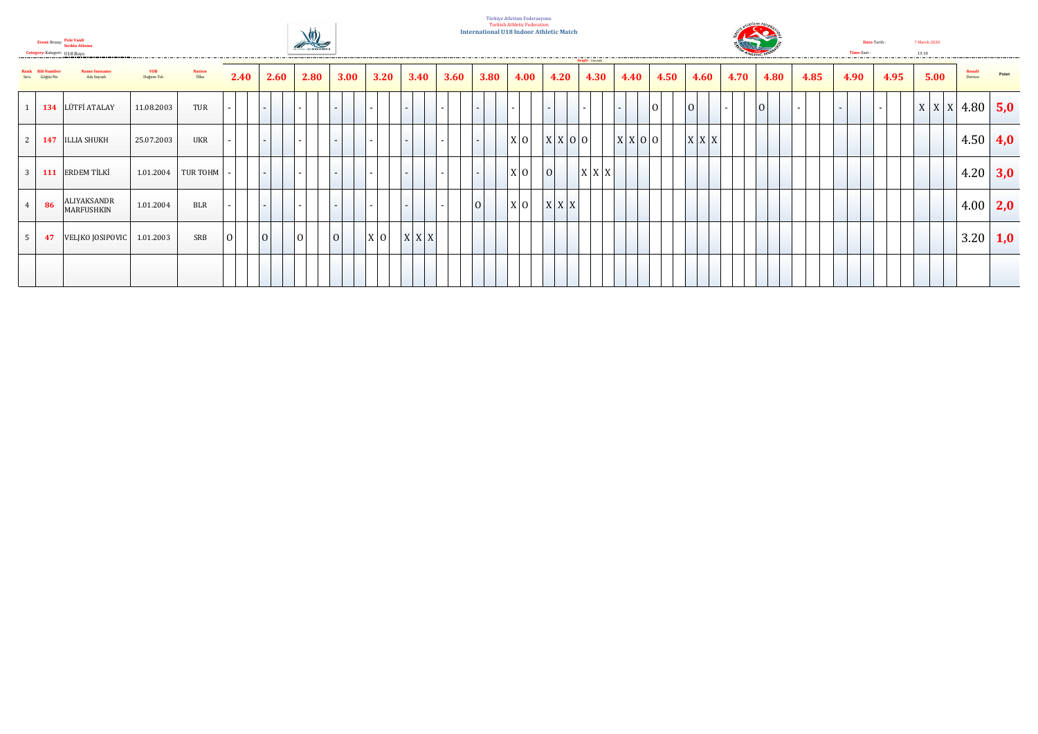Türkiye Atletizm Federasyonu
Turkish Athletic Federation
**International U18 Indoor Athletic Match**

**Event**-Branş: **Pole Vault** / Sırıkla Atlama
**Category**-Kategori: U18 Boys

**Date**-Tarih: 7 March 2020
**Time**-Saat: 13:10

Height - Yükseklik

| Rank / Sıra | Bib Number / Göğüs No | Name Surname / Adı Soyadı | YOB / Doğum Yılı | Nation / Ülke | 2.40 | 2.60 | 2.80 | 3.00 | 3.20 | 3.40 | 3.60 | 3.80 | 4.00 | 4.20 | 4.30 | 4.40 | 4.50 | 4.60 | 4.70 | 4.80 | 4.85 | 4.90 | 4.95 | 5.00 | Result / Derece | Point |
|---|---|---|---|---|---|---|---|---|---|---|---|---|---|---|---|---|---|---|---|---|---|---|---|---|---|---|
| 1 | 134 | LÜTFİ ATALAY | 11.08.2003 | TUR | - | - | - | - | - | - | - | - | - | - | - | - | O | O | - | O | - | - | - | X X X | 4.80 | 5,0 |
| 2 | 147 | ILLIA SHUKH | 25.07.2003 | UKR | - | - | - | - | - | - | - | - | X O | X X O | O | X X O | O | X X X | | | | | | | 4.50 | 4,0 |
| 3 | 111 | ERDEM TİLKİ | 1.01.2004 | TUR TOHM | - | - | - | - | - | - | - | - | X O | O | X X X | | | | | | | | | | 4.20 | 3,0 |
| 4 | 86 | ALIYAKSANDR MARFUSHKIN | 1.01.2004 | BLR | - | - | - | - | - | - | - | O | X O | X X X | | | | | | | | | | | 4.00 | 2,0 |
| 5 | 47 | VELJKO JOSIPOVIC | 1.01.2003 | SRB | O | O | O | O | X O | X X X | | | | | | | | | | | | | | | 3.20 | 1,0 |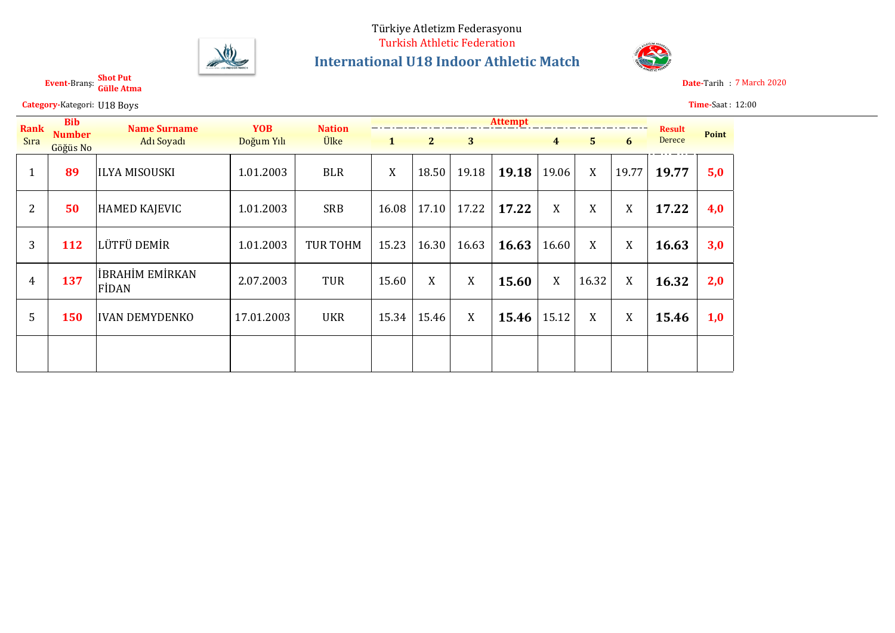Türkiye Atletizm Federasyonu

Turkish Athletic Federation

# International U18 Indoor Athletic Match

**Event**-Branş: **Shot Put** **Gülle Atma**

**Date**-Tarih : 7 March 2020

**Category**-Kategori: U18 Boys

**Time**-Saat : 12:00

| Rank Sıra | Bib Number Göğüs No | Name Surname Adı Soyadı | YOB Doğum Yılı | Nation Ülke | Attempt 1 | 2 | 3 | | 4 | 5 | 6 | Result Derece | Point |
|---|---|---|---|---|---|---|---|---|---|---|---|---|---|
| 1 | **89** | ILYA MISOUSKI | 1.01.2003 | BLR | X | 18.50 | 19.18 | **19.18** | 19.06 | X | 19.77 | **19.77** | **5,0** |
| 2 | **50** | HAMED KAJEVIC | 1.01.2003 | SRB | 16.08 | 17.10 | 17.22 | **17.22** | X | X | X | **17.22** | **4,0** |
| 3 | **112** | LÜTFÜ DEMİR | 1.01.2003 | TUR TOHM | 15.23 | 16.30 | 16.63 | **16.63** | 16.60 | X | X | **16.63** | **3,0** |
| 4 | **137** | İBRAHİM EMİRKAN FİDAN | 2.07.2003 | TUR | 15.60 | X | X | **15.60** | X | 16.32 | X | **16.32** | **2,0** |
| 5 | **150** | IVAN DEMYDENKO | 17.01.2003 | UKR | 15.34 | 15.46 | X | **15.46** | 15.12 | X | X | **15.46** | **1,0** |
| | | | | | | | | | | | | | |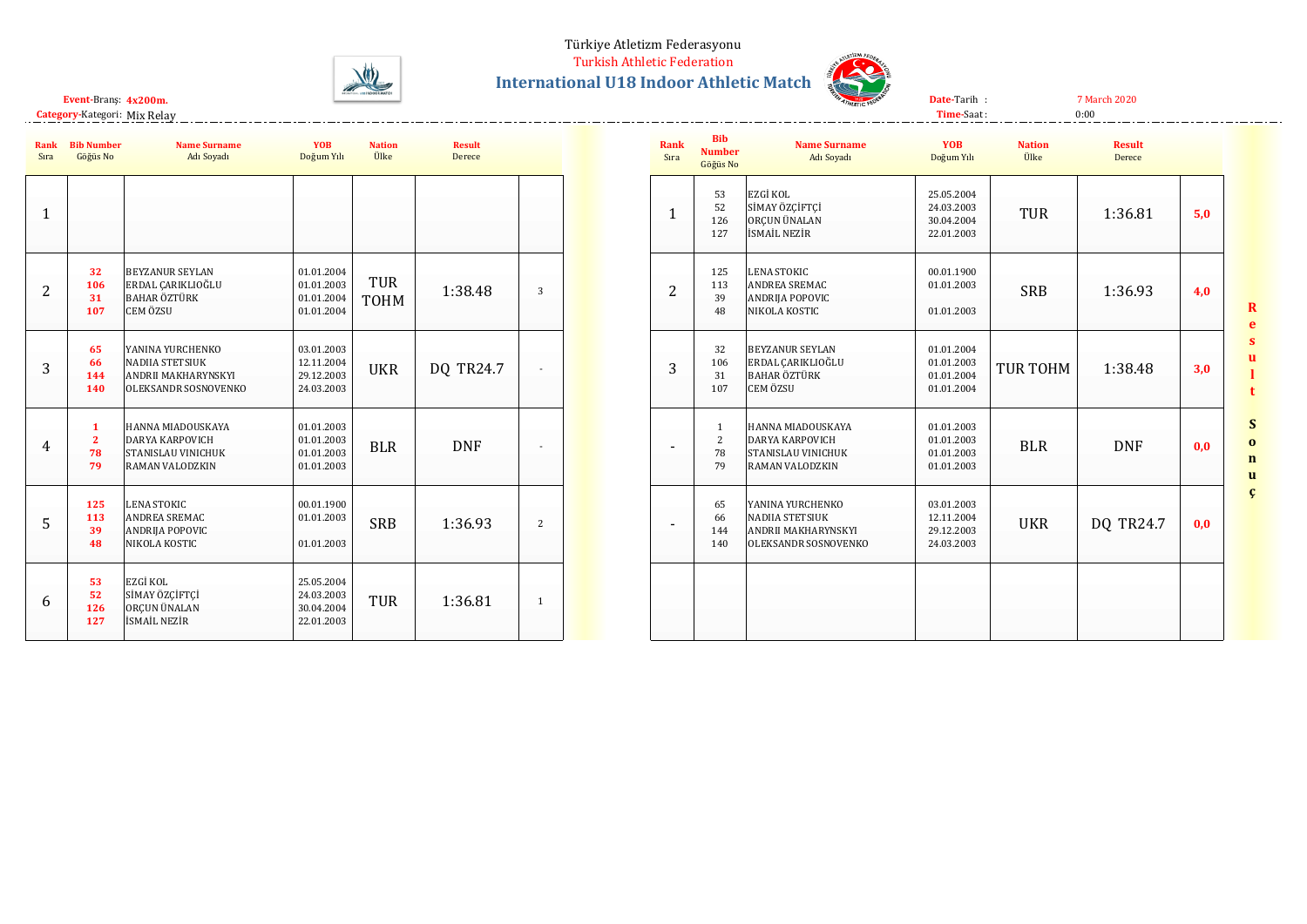Türkiye Atletizm Federasyonu

Turkish Athletic Federation

## International U18 Indoor Athletic Match

**Event**-Branş: **4x200m.**

**Category**-Kategori: Mix Relay

**Date**-Tarih : 7 March 2020

**Time**-Saat : 0:00

| Rank Sıra | Bib Number Göğüs No | Name Surname Adı Soyadı | YOB Doğum Yılı | Nation Ülke | Result Derece | |
|---|---|---|---|---|---|---|
| 1 | | | | | | |
| 2 | 32<br>106<br>31<br>107 | BEYZANUR SEYLAN<br>ERDAL ÇARIKLIOĞLU<br>BAHAR ÖZTÜRK<br>CEM ÖZSU | 01.01.2004<br>01.01.2003<br>01.01.2004<br>01.01.2004 | TUR TOHM | 1:38.48 | 3 |
| 3 | 65<br>66<br>144<br>140 | YANINA YURCHENKO<br>NADIIA STETSIUK<br>ANDRII MAKHARYNSKYI<br>OLEKSANDR SOSNOVENKO | 03.01.2003<br>12.11.2004<br>29.12.2003<br>24.03.2003 | UKR | DQ TR24.7 | - |
| 4 | 1<br>2<br>78<br>79 | HANNA MIADOUSKAYA<br>DARYA KARPOVICH<br>STANISLAU VINICHUK<br>RAMAN VALODZKIN | 01.01.2003<br>01.01.2003<br>01.01.2003<br>01.01.2003 | BLR | DNF | - |
| 5 | 125<br>113<br>39<br>48 | LENA STOKIC<br>ANDREA SREMAC<br>ANDRIJA POPOVIC<br>NIKOLA KOSTIC | 00.01.1900<br>01.01.2003<br><br>01.01.2003 | SRB | 1:36.93 | 2 |
| 6 | 53<br>52<br>126<br>127 | EZGİ KOL<br>SİMAY ÖZÇİFTÇİ<br>ORÇUN ÜNALAN<br>İSMAİL NEZİR | 25.05.2004<br>24.03.2003<br>30.04.2004<br>22.01.2003 | TUR | 1:36.81 | 1 |

**Result Sonuç**

| Rank Sıra | Bib Number Göğüs No | Name Surname Adı Soyadı | YOB Doğum Yılı | Nation Ülke | Result Derece | |
|---|---|---|---|---|---|---|
| 1 | 53<br>52<br>126<br>127 | EZGİ KOL<br>SİMAY ÖZÇİFTÇİ<br>ORÇUN ÜNALAN<br>İSMAİL NEZİR | 25.05.2004<br>24.03.2003<br>30.04.2004<br>22.01.2003 | TUR | 1:36.81 | 5,0 |
| 2 | 125<br>113<br>39<br>48 | LENA STOKIC<br>ANDREA SREMAC<br>ANDRIJA POPOVIC<br>NIKOLA KOSTIC | 00.01.1900<br>01.01.2003<br><br>01.01.2003 | SRB | 1:36.93 | 4,0 |
| 3 | 32<br>106<br>31<br>107 | BEYZANUR SEYLAN<br>ERDAL ÇARIKLIOĞLU<br>BAHAR ÖZTÜRK<br>CEM ÖZSU | 01.01.2004<br>01.01.2003<br>01.01.2004<br>01.01.2004 | TUR TOHM | 1:38.48 | 3,0 |
| - | 1<br>2<br>78<br>79 | HANNA MIADOUSKAYA<br>DARYA KARPOVICH<br>STANISLAU VINICHUK<br>RAMAN VALODZKIN | 01.01.2003<br>01.01.2003<br>01.01.2003<br>01.01.2003 | BLR | DNF | 0,0 |
| - | 65<br>66<br>144<br>140 | YANINA YURCHENKO<br>NADIIA STETSIUK<br>ANDRII MAKHARYNSKYI<br>OLEKSANDR SOSNOVENKO | 03.01.2003<br>12.11.2004<br>29.12.2003<br>24.03.2003 | UKR | DQ TR24.7 | 0,0 |
| | | | | | | |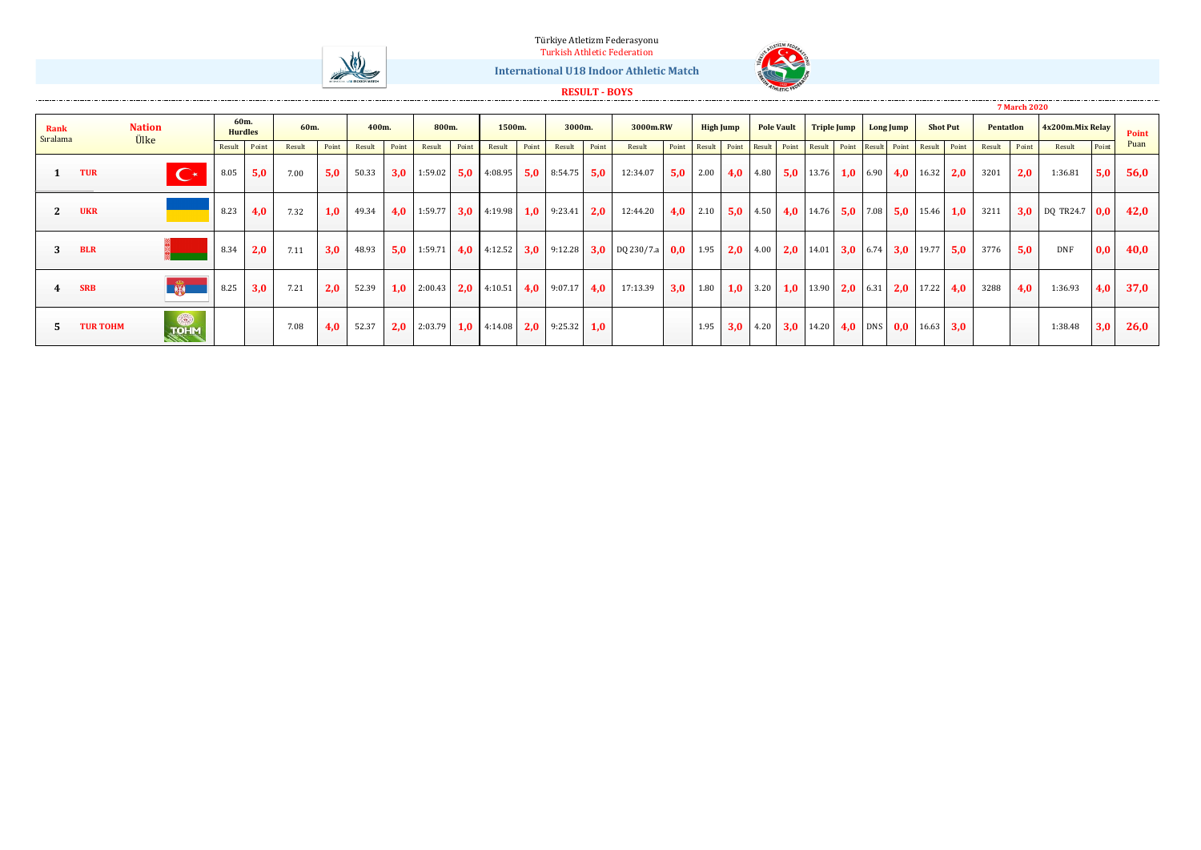Türkiye Atletizm Federasyonu

Turkish Athletic Federation

## International U18 Indoor Athletic Match

**RESULT - BOYS**

7 March 2020

| Rank Sıralama | Nation Ülke | 60m. Hurdles | | 60m. | | 400m. | | 800m. | | 1500m. | | 3000m. | | 3000m.RW | | High Jump | | Pole Vault | | Triple Jump | | Long Jump | | Shot Put | | Pentatlon | | 4x200m.Mix Relay | | Point Puan |
|---|---|---|---|---|---|---|---|---|---|---|---|---|---|---|---|---|---|---|---|---|---|---|---|---|---|---|---|---|---|---|
| | | Result | Point | Result | Point | Result | Point | Result | Point | Result | Point | Result | Point | Result | Point | Result | Point | Result | Point | Result | Point | Result | Point | Result | Point | Result | Point | Result | Point | |
| 1 | TUR | 8.05 | 5,0 | 7.00 | 5,0 | 50.33 | 3,0 | 1:59.02 | 5,0 | 4:08.95 | 5,0 | 8:54.75 | 5,0 | 12:34.07 | 5,0 | 2.00 | 4,0 | 4.80 | 5,0 | 13.76 | 1,0 | 6.90 | 4,0 | 16.32 | 2,0 | 3201 | 2,0 | 1:36.81 | 5,0 | 56,0 |
| 2 | UKR | 8.23 | 4,0 | 7.32 | 1,0 | 49.34 | 4,0 | 1:59.77 | 3,0 | 4:19.98 | 1,0 | 9:23.41 | 2,0 | 12:44.20 | 4,0 | 2.10 | 5,0 | 4.50 | 4,0 | 14.76 | 5,0 | 7.08 | 5,0 | 15.46 | 1,0 | 3211 | 3,0 | DQ TR24.7 | 0,0 | 42,0 |
| 3 | BLR | 8.34 | 2,0 | 7.11 | 3,0 | 48.93 | 5,0 | 1:59.71 | 4,0 | 4:12.52 | 3,0 | 9:12.28 | 3,0 | DQ 230/7.a | 0,0 | 1.95 | 2,0 | 4.00 | 2,0 | 14.01 | 3,0 | 6.74 | 3,0 | 19.77 | 5,0 | 3776 | 5,0 | DNF | 0,0 | 40,0 |
| 4 | SRB | 8.25 | 3,0 | 7.21 | 2,0 | 52.39 | 1,0 | 2:00.43 | 2,0 | 4:10.51 | 4,0 | 9:07.17 | 4,0 | 17:13.39 | 3,0 | 1.80 | 1,0 | 3.20 | 1,0 | 13.90 | 2,0 | 6.31 | 2,0 | 17.22 | 4,0 | 3288 | 4,0 | 1:36.93 | 4,0 | 37,0 |
| 5 | TUR TOHM | | | 7.08 | 4,0 | 52.37 | 2,0 | 2:03.79 | 1,0 | 4:14.08 | 2,0 | 9:25.32 | 1,0 | | | 1.95 | 3,0 | 4.20 | 3,0 | 14.20 | 4,0 | DNS | 0,0 | 16.63 | 3,0 | | | 1:38.48 | 3,0 | 26,0 |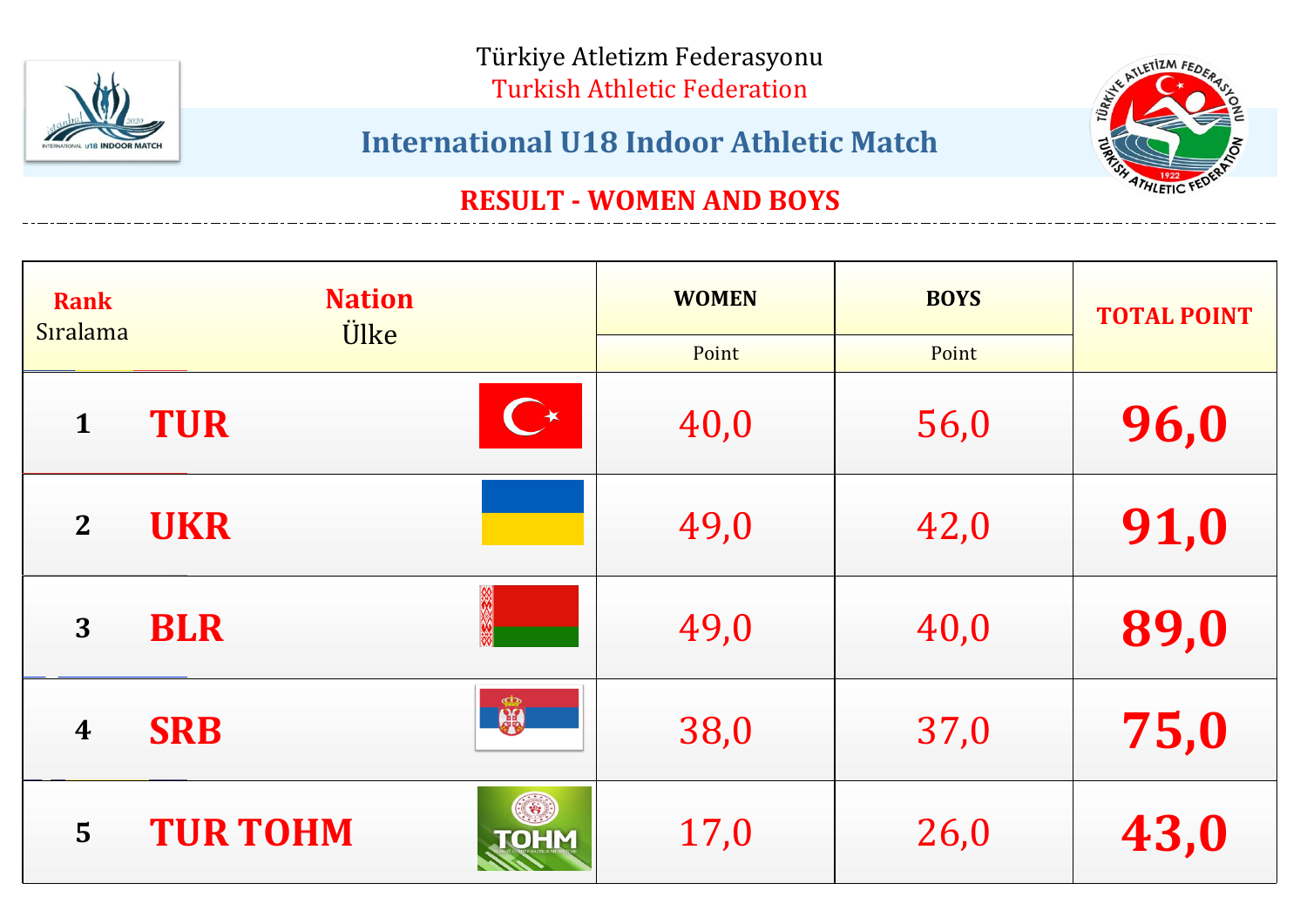Türkiye Atletizm Federasyonu

Turkish Athletic Federation

## International U18 Indoor Athletic Match

### RESULT - WOMEN AND BOYS

| Rank Sıralama | Nation Ülke | WOMEN | BOYS | TOTAL POINT |
|---|---|---|---|---|
| | | Point | Point | |
| 1 | TUR | 40,0 | 56,0 | 96,0 |
| 2 | UKR | 49,0 | 42,0 | 91,0 |
| 3 | BLR | 49,0 | 40,0 | 89,0 |
| 4 | SRB | 38,0 | 37,0 | 75,0 |
| 5 | TUR TOHM | 17,0 | 26,0 | 43,0 |